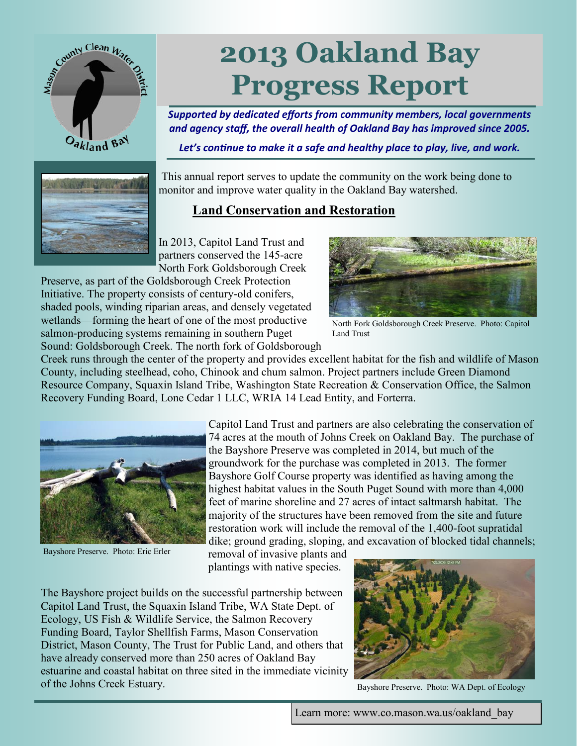Mason County Clean Water District

Oakland Bay

# 2013 Oakland Bay Progress Report

***Supported by dedicated efforts from community members, local governments and agency staff, the overall health of Oakland Bay has improved since 2005.***

***Let's continue to make it a safe and healthy place to play, live, and work.***

This annual report serves to update the community on the work being done to monitor and improve water quality in the Oakland Bay watershed.

## Land Conservation and Restoration

In 2013, Capitol Land Trust and partners conserved the 145-acre North Fork Goldsborough Creek Preserve, as part of the Goldsborough Creek Protection Initiative. The property consists of century-old conifers, shaded pools, winding riparian areas, and densely vegetated wetlands—forming the heart of one of the most productive salmon-producing systems remaining in southern Puget Sound: Goldsborough Creek. The north fork of Goldsborough Creek runs through the center of the property and provides excellent habitat for the fish and wildlife of Mason County, including steelhead, coho, Chinook and chum salmon. Project partners include Green Diamond Resource Company, Squaxin Island Tribe, Washington State Recreation & Conservation Office, the Salmon Recovery Funding Board, Lone Cedar 1 LLC, WRIA 14 Lead Entity, and Forterra.

North Fork Goldsborough Creek Preserve. Photo: Capitol Land Trust

Capitol Land Trust and partners are also celebrating the conservation of 74 acres at the mouth of Johns Creek on Oakland Bay. The purchase of the Bayshore Preserve was completed in 2014, but much of the groundwork for the purchase was completed in 2013. The former Bayshore Golf Course property was identified as having among the highest habitat values in the South Puget Sound with more than 4,000 feet of marine shoreline and 27 acres of intact saltmarsh habitat. The majority of the structures have been removed from the site and future restoration work will include the removal of the 1,400-foot supratidal dike; ground grading, sloping, and excavation of blocked tidal channels; removal of invasive plants and plantings with native species.

Bayshore Preserve. Photo: Eric Erler

The Bayshore project builds on the successful partnership between Capitol Land Trust, the Squaxin Island Tribe, WA State Dept. of Ecology, US Fish & Wildlife Service, the Salmon Recovery Funding Board, Taylor Shellfish Farms, Mason Conservation District, Mason County, The Trust for Public Land, and others that have already conserved more than 250 acres of Oakland Bay estuarine and coastal habitat on three sited in the immediate vicinity of the Johns Creek Estuary.

Bayshore Preserve. Photo: WA Dept. of Ecology

Learn more: www.co.mason.wa.us/oakland_bay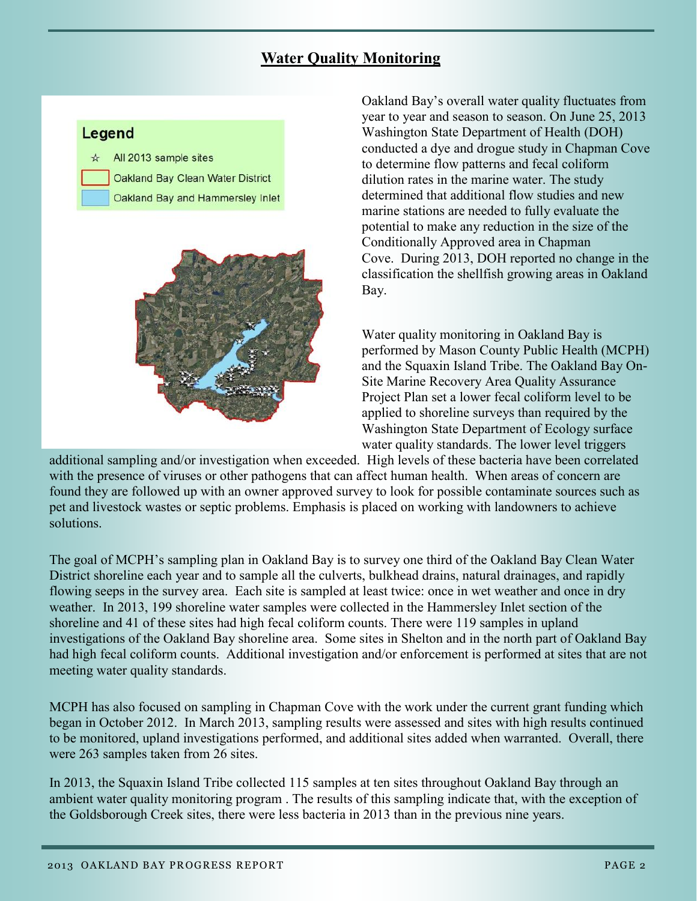## Water Quality Monitoring

Legend

- ☆ All 2013 sample sites
- Oakland Bay Clean Water District
- Oakland Bay and Hammersley Inlet

Oakland Bay's overall water quality fluctuates from year to year and season to season. On June 25, 2013 Washington State Department of Health (DOH) conducted a dye and drogue study in Chapman Cove to determine flow patterns and fecal coliform dilution rates in the marine water. The study determined that additional flow studies and new marine stations are needed to fully evaluate the potential to make any reduction in the size of the Conditionally Approved area in Chapman Cove. During 2013, DOH reported no change in the classification the shellfish growing areas in Oakland Bay.

Water quality monitoring in Oakland Bay is performed by Mason County Public Health (MCPH) and the Squaxin Island Tribe. The Oakland Bay On-Site Marine Recovery Area Quality Assurance Project Plan set a lower fecal coliform level to be applied to shoreline surveys than required by the Washington State Department of Ecology surface water quality standards. The lower level triggers additional sampling and/or investigation when exceeded. High levels of these bacteria have been correlated with the presence of viruses or other pathogens that can affect human health. When areas of concern are found they are followed up with an owner approved survey to look for possible contaminate sources such as pet and livestock wastes or septic problems. Emphasis is placed on working with landowners to achieve solutions.

The goal of MCPH's sampling plan in Oakland Bay is to survey one third of the Oakland Bay Clean Water District shoreline each year and to sample all the culverts, bulkhead drains, natural drainages, and rapidly flowing seeps in the survey area. Each site is sampled at least twice: once in wet weather and once in dry weather. In 2013, 199 shoreline water samples were collected in the Hammersley Inlet section of the shoreline and 41 of these sites had high fecal coliform counts. There were 119 samples in upland investigations of the Oakland Bay shoreline area. Some sites in Shelton and in the north part of Oakland Bay had high fecal coliform counts. Additional investigation and/or enforcement is performed at sites that are not meeting water quality standards.

MCPH has also focused on sampling in Chapman Cove with the work under the current grant funding which began in October 2012. In March 2013, sampling results were assessed and sites with high results continued to be monitored, upland investigations performed, and additional sites added when warranted. Overall, there were 263 samples taken from 26 sites.

In 2013, the Squaxin Island Tribe collected 115 samples at ten sites throughout Oakland Bay through an ambient water quality monitoring program . The results of this sampling indicate that, with the exception of the Goldsborough Creek sites, there were less bacteria in 2013 than in the previous nine years.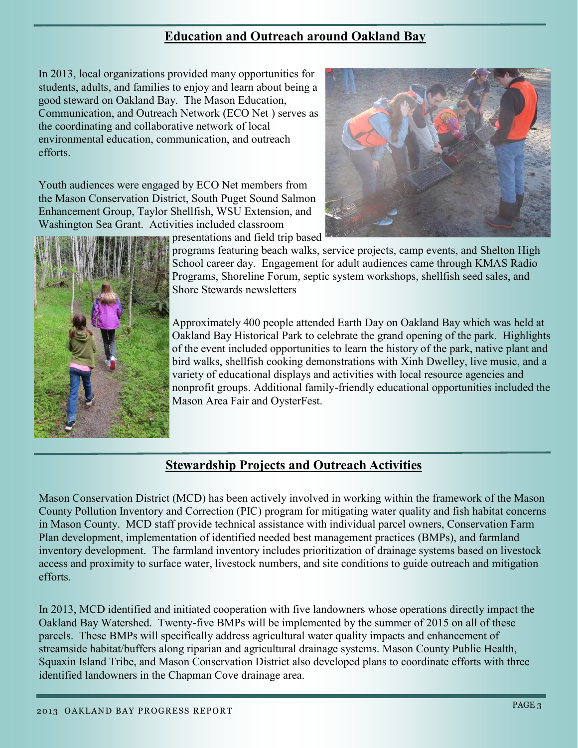## Education and Outreach around Oakland Bay

In 2013, local organizations provided many opportunities for students, adults, and families to enjoy and learn about being a good steward on Oakland Bay. The Mason Education, Communication, and Outreach Network (ECO Net ) serves as the coordinating and collaborative network of local environmental education, communication, and outreach efforts.

Youth audiences were engaged by ECO Net members from the Mason Conservation District, South Puget Sound Salmon Enhancement Group, Taylor Shellfish, WSU Extension, and Washington Sea Grant. Activities included classroom presentations and field trip based programs featuring beach walks, service projects, camp events, and Shelton High School career day. Engagement for adult audiences came through KMAS Radio Programs, Shoreline Forum, septic system workshops, shellfish seed sales, and Shore Stewards newsletters

Approximately 400 people attended Earth Day on Oakland Bay which was held at Oakland Bay Historical Park to celebrate the grand opening of the park. Highlights of the event included opportunities to learn the history of the park, native plant and bird walks, shellfish cooking demonstrations with Xinh Dwelley, live music, and a variety of educational displays and activities with local resource agencies and nonprofit groups. Additional family-friendly educational opportunities included the Mason Area Fair and OysterFest.

## Stewardship Projects and Outreach Activities

Mason Conservation District (MCD) has been actively involved in working within the framework of the Mason County Pollution Inventory and Correction (PIC) program for mitigating water quality and fish habitat concerns in Mason County. MCD staff provide technical assistance with individual parcel owners, Conservation Farm Plan development, implementation of identified needed best management practices (BMPs), and farmland inventory development. The farmland inventory includes prioritization of drainage systems based on livestock access and proximity to surface water, livestock numbers, and site conditions to guide outreach and mitigation efforts.

In 2013, MCD identified and initiated cooperation with five landowners whose operations directly impact the Oakland Bay Watershed. Twenty-five BMPs will be implemented by the summer of 2015 on all of these parcels. These BMPs will specifically address agricultural water quality impacts and enhancement of streamside habitat/buffers along riparian and agricultural drainage systems. Mason County Public Health, Squaxin Island Tribe, and Mason Conservation District also developed plans to coordinate efforts with three identified landowners in the Chapman Cove drainage area.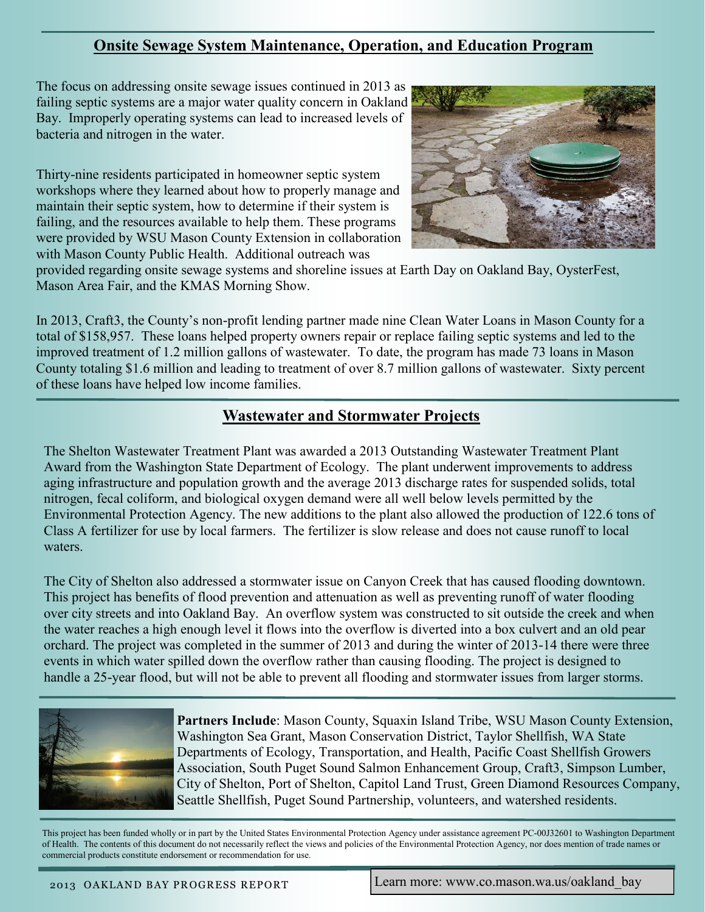## Onsite Sewage System Maintenance, Operation, and Education Program

The focus on addressing onsite sewage issues continued in 2013 as failing septic systems are a major water quality concern in Oakland Bay. Improperly operating systems can lead to increased levels of bacteria and nitrogen in the water.

Thirty-nine residents participated in homeowner septic system workshops where they learned about how to properly manage and maintain their septic system, how to determine if their system is failing, and the resources available to help them. These programs were provided by WSU Mason County Extension in collaboration with Mason County Public Health. Additional outreach was provided regarding onsite sewage systems and shoreline issues at Earth Day on Oakland Bay, OysterFest, Mason Area Fair, and the KMAS Morning Show.

In 2013, Craft3, the County's non-profit lending partner made nine Clean Water Loans in Mason County for a total of $158,957. These loans helped property owners repair or replace failing septic systems and led to the improved treatment of 1.2 million gallons of wastewater. To date, the program has made 73 loans in Mason County totaling $1.6 million and leading to treatment of over 8.7 million gallons of wastewater. Sixty percent of these loans have helped low income families.

## Wastewater and Stormwater Projects

The Shelton Wastewater Treatment Plant was awarded a 2013 Outstanding Wastewater Treatment Plant Award from the Washington State Department of Ecology. The plant underwent improvements to address aging infrastructure and population growth and the average 2013 discharge rates for suspended solids, total nitrogen, fecal coliform, and biological oxygen demand were all well below levels permitted by the Environmental Protection Agency. The new additions to the plant also allowed the production of 122.6 tons of Class A fertilizer for use by local farmers. The fertilizer is slow release and does not cause runoff to local waters.

The City of Shelton also addressed a stormwater issue on Canyon Creek that has caused flooding downtown. This project has benefits of flood prevention and attenuation as well as preventing runoff of water flooding over city streets and into Oakland Bay. An overflow system was constructed to sit outside the creek and when the water reaches a high enough level it flows into the overflow is diverted into a box culvert and an old pear orchard. The project was completed in the summer of 2013 and during the winter of 2013-14 there were three events in which water spilled down the overflow rather than causing flooding. The project is designed to handle a 25-year flood, but will not be able to prevent all flooding and stormwater issues from larger storms.

**Partners Include**: Mason County, Squaxin Island Tribe, WSU Mason County Extension, Washington Sea Grant, Mason Conservation District, Taylor Shellfish, WA State Departments of Ecology, Transportation, and Health, Pacific Coast Shellfish Growers Association, South Puget Sound Salmon Enhancement Group, Craft3, Simpson Lumber, City of Shelton, Port of Shelton, Capitol Land Trust, Green Diamond Resources Company, Seattle Shellfish, Puget Sound Partnership, volunteers, and watershed residents.

This project has been funded wholly or in part by the United States Environmental Protection Agency under assistance agreement PC-00J32601 to Washington Department of Health. The contents of this document do not necessarily reflect the views and policies of the Environmental Protection Agency, nor does mention of trade names or commercial products constitute endorsement or recommendation for use.

Learn more: www.co.mason.wa.us/oakland_bay